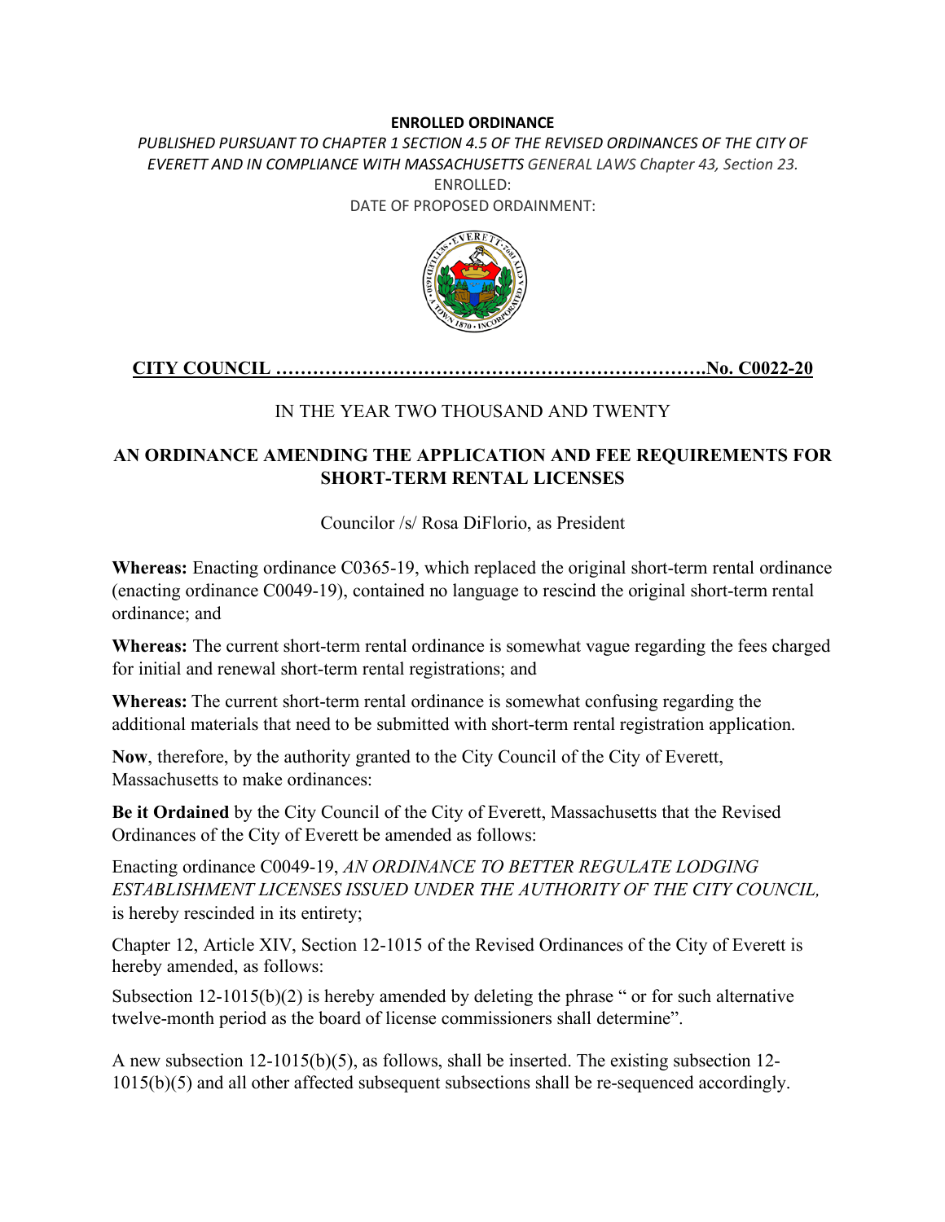**ENROLLED ORDINANCE**

*PUBLISHED PURSUANT TO CHAPTER 1 SECTION 4.5 OF THE REVISED ORDINANCES OF THE CITY OF EVERETT AND IN COMPLIANCE WITH MASSACHUSETTS GENERAL LAWS Chapter 43, Section 23.*

ENROLLED:

DATE OF PROPOSED ORDAINMENT:

**CITY COUNCIL ……………………………………………………………No. C0022-20**

IN THE YEAR TWO THOUSAND AND TWENTY

## AN ORDINANCE AMENDING THE APPLICATION AND FEE REQUIREMENTS FOR SHORT-TERM RENTAL LICENSES

Councilor /s/ Rosa DiFlorio, as President

**Whereas:** Enacting ordinance C0365-19, which replaced the original short-term rental ordinance (enacting ordinance C0049-19), contained no language to rescind the original short-term rental ordinance; and

**Whereas:** The current short-term rental ordinance is somewhat vague regarding the fees charged for initial and renewal short-term rental registrations; and

**Whereas:** The current short-term rental ordinance is somewhat confusing regarding the additional materials that need to be submitted with short-term rental registration application.

**Now**, therefore, by the authority granted to the City Council of the City of Everett, Massachusetts to make ordinances:

**Be it Ordained** by the City Council of the City of Everett, Massachusetts that the Revised Ordinances of the City of Everett be amended as follows:

Enacting ordinance C0049-19, *AN ORDINANCE TO BETTER REGULATE LODGING ESTABLISHMENT LICENSES ISSUED UNDER THE AUTHORITY OF THE CITY COUNCIL,* is hereby rescinded in its entirety;

Chapter 12, Article XIV, Section 12-1015 of the Revised Ordinances of the City of Everett is hereby amended, as follows:

Subsection 12-1015(b)(2) is hereby amended by deleting the phrase " or for such alternative twelve-month period as the board of license commissioners shall determine".

A new subsection 12-1015(b)(5), as follows, shall be inserted. The existing subsection 12-1015(b)(5) and all other affected subsequent subsections shall be re-sequenced accordingly.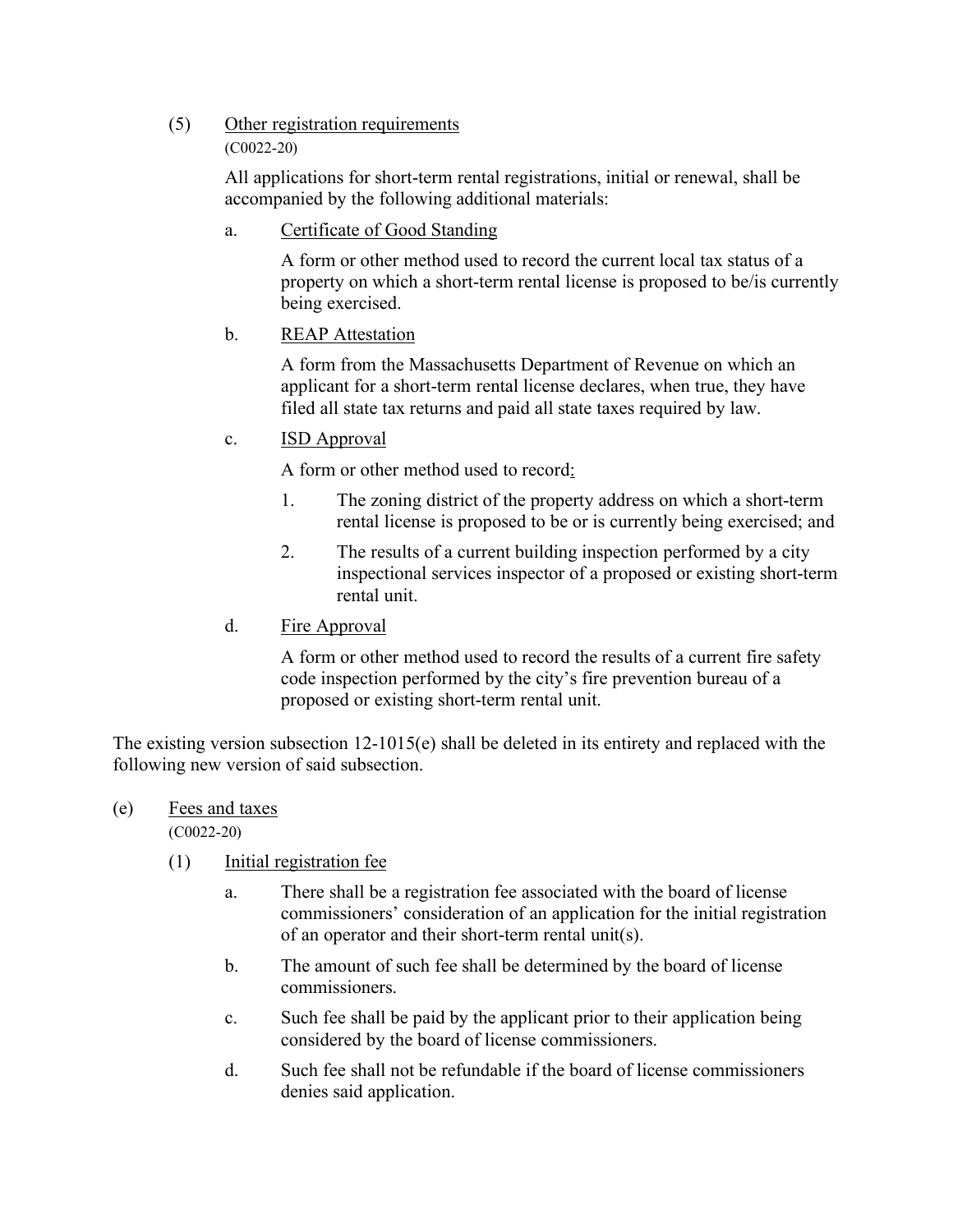(5) <u>Other registration requirements</u>
(C0022-20)

All applications for short-term rental registrations, initial or renewal, shall be accompanied by the following additional materials:

a. <u>Certificate of Good Standing</u>

A form or other method used to record the current local tax status of a property on which a short-term rental license is proposed to be/is currently being exercised.

b. <u>REAP Attestation</u>

A form from the Massachusetts Department of Revenue on which an applicant for a short-term rental license declares, when true, they have filed all state tax returns and paid all state taxes required by law.

c. <u>ISD Approval</u>

A form or other method used to record:

1. The zoning district of the property address on which a short-term rental license is proposed to be or is currently being exercised; and

2. The results of a current building inspection performed by a city inspectional services inspector of a proposed or existing short-term rental unit.

d. <u>Fire Approval</u>

A form or other method used to record the results of a current fire safety code inspection performed by the city's fire prevention bureau of a proposed or existing short-term rental unit.

The existing version subsection 12-1015(e) shall be deleted in its entirety and replaced with the following new version of said subsection.

(e) <u>Fees and taxes</u>
(C0022-20)

(1) <u>Initial registration fee</u>

a. There shall be a registration fee associated with the board of license commissioners' consideration of an application for the initial registration of an operator and their short-term rental unit(s).

b. The amount of such fee shall be determined by the board of license commissioners.

c. Such fee shall be paid by the applicant prior to their application being considered by the board of license commissioners.

d. Such fee shall not be refundable if the board of license commissioners denies said application.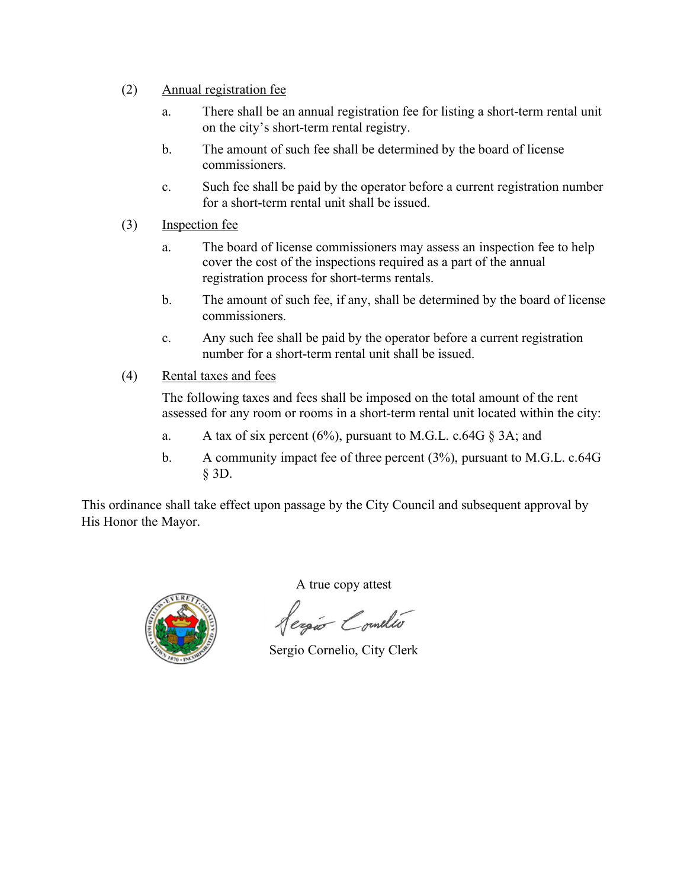(2) Annual registration fee

a. There shall be an annual registration fee for listing a short-term rental unit on the city's short-term rental registry.

b. The amount of such fee shall be determined by the board of license commissioners.

c. Such fee shall be paid by the operator before a current registration number for a short-term rental unit shall be issued.

(3) Inspection fee

a. The board of license commissioners may assess an inspection fee to help cover the cost of the inspections required as a part of the annual registration process for short-terms rentals.

b. The amount of such fee, if any, shall be determined by the board of license commissioners.

c. Any such fee shall be paid by the operator before a current registration number for a short-term rental unit shall be issued.

(4) Rental taxes and fees

The following taxes and fees shall be imposed on the total amount of the rent assessed for any room or rooms in a short-term rental unit located within the city:

a. A tax of six percent (6%), pursuant to M.G.L. c.64G § 3A; and

b. A community impact fee of three percent (3%), pursuant to M.G.L. c.64G § 3D.

This ordinance shall take effect upon passage by the City Council and subsequent approval by His Honor the Mayor.

A true copy attest

Sergio Cornelio, City Clerk